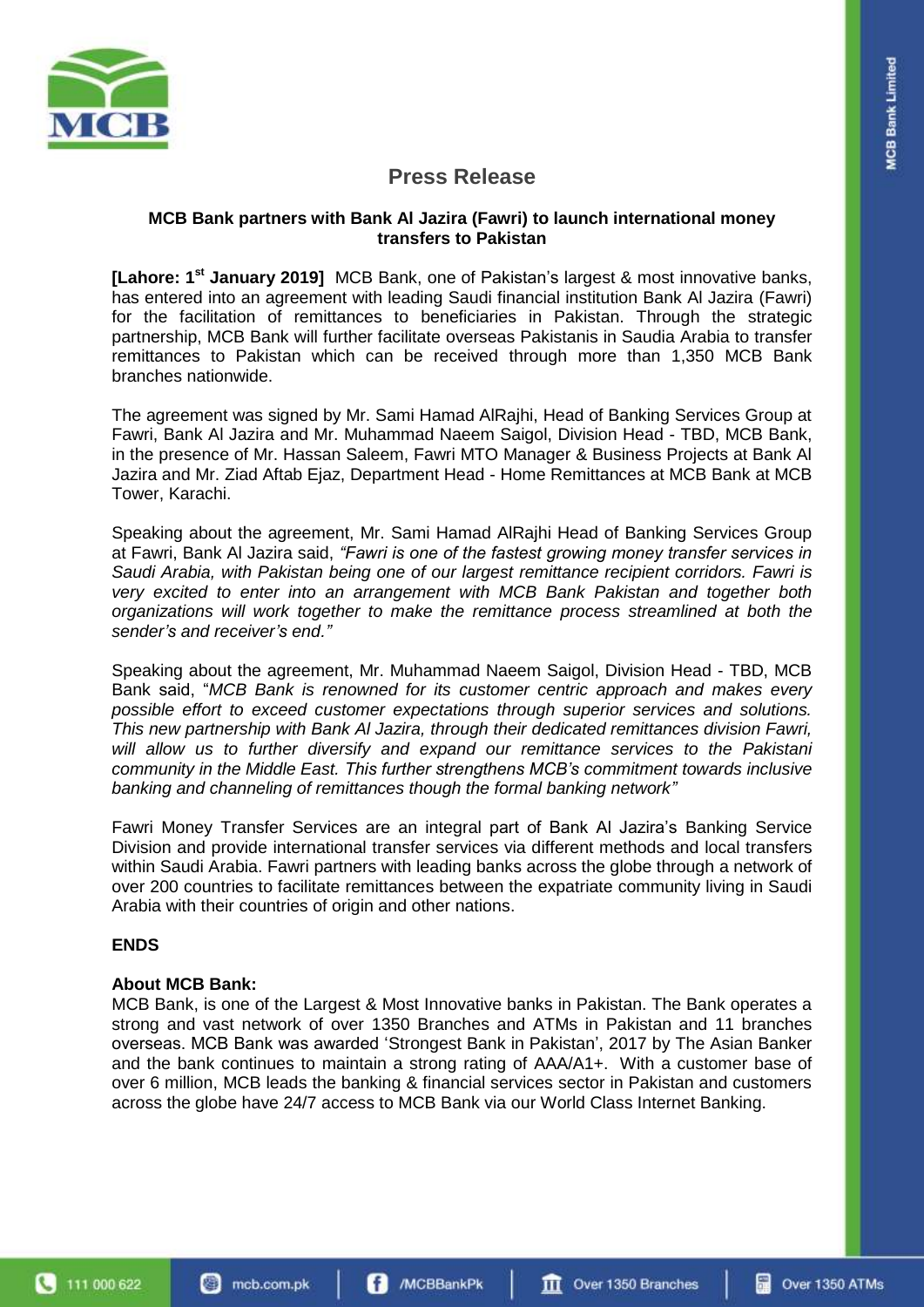# Press Release

**MCB Bank partners with Bank Al Jazira (Fawri) to launch international money transfers to Pakistan**

**[Lahore: 1st January 2019]** MCB Bank, one of Pakistan's largest & most innovative banks, has entered into an agreement with leading Saudi financial institution Bank Al Jazira (Fawri) for the facilitation of remittances to beneficiaries in Pakistan. Through the strategic partnership, MCB Bank will further facilitate overseas Pakistanis in Saudia Arabia to transfer remittances to Pakistan which can be received through more than 1,350 MCB Bank branches nationwide.

The agreement was signed by Mr. Sami Hamad AlRajhi, Head of Banking Services Group at Fawri, Bank Al Jazira and Mr. Muhammad Naeem Saigol, Division Head - TBD, MCB Bank, in the presence of Mr. Hassan Saleem, Fawri MTO Manager & Business Projects at Bank Al Jazira and Mr. Ziad Aftab Ejaz, Department Head - Home Remittances at MCB Bank at MCB Tower, Karachi.

Speaking about the agreement, Mr. Sami Hamad AlRajhi Head of Banking Services Group at Fawri, Bank Al Jazira said, *"Fawri is one of the fastest growing money transfer services in Saudi Arabia, with Pakistan being one of our largest remittance recipient corridors. Fawri is very excited to enter into an arrangement with MCB Bank Pakistan and together both organizations will work together to make the remittance process streamlined at both the sender's and receiver's end."*

Speaking about the agreement, Mr. Muhammad Naeem Saigol, Division Head - TBD, MCB Bank said, "*MCB Bank is renowned for its customer centric approach and makes every possible effort to exceed customer expectations through superior services and solutions. This new partnership with Bank Al Jazira, through their dedicated remittances division Fawri, will allow us to further diversify and expand our remittance services to the Pakistani community in the Middle East. This further strengthens MCB's commitment towards inclusive banking and channeling of remittances though the formal banking network"*

Fawri Money Transfer Services are an integral part of Bank Al Jazira's Banking Service Division and provide international transfer services via different methods and local transfers within Saudi Arabia. Fawri partners with leading banks across the globe through a network of over 200 countries to facilitate remittances between the expatriate community living in Saudi Arabia with their countries of origin and other nations.

**ENDS**

**About MCB Bank:**
MCB Bank, is one of the Largest & Most Innovative banks in Pakistan. The Bank operates a strong and vast network of over 1350 Branches and ATMs in Pakistan and 11 branches overseas. MCB Bank was awarded 'Strongest Bank in Pakistan', 2017 by The Asian Banker and the bank continues to maintain a strong rating of AAA/A1+. With a customer base of over 6 million, MCB leads the banking & financial services sector in Pakistan and customers across the globe have 24/7 access to MCB Bank via our World Class Internet Banking.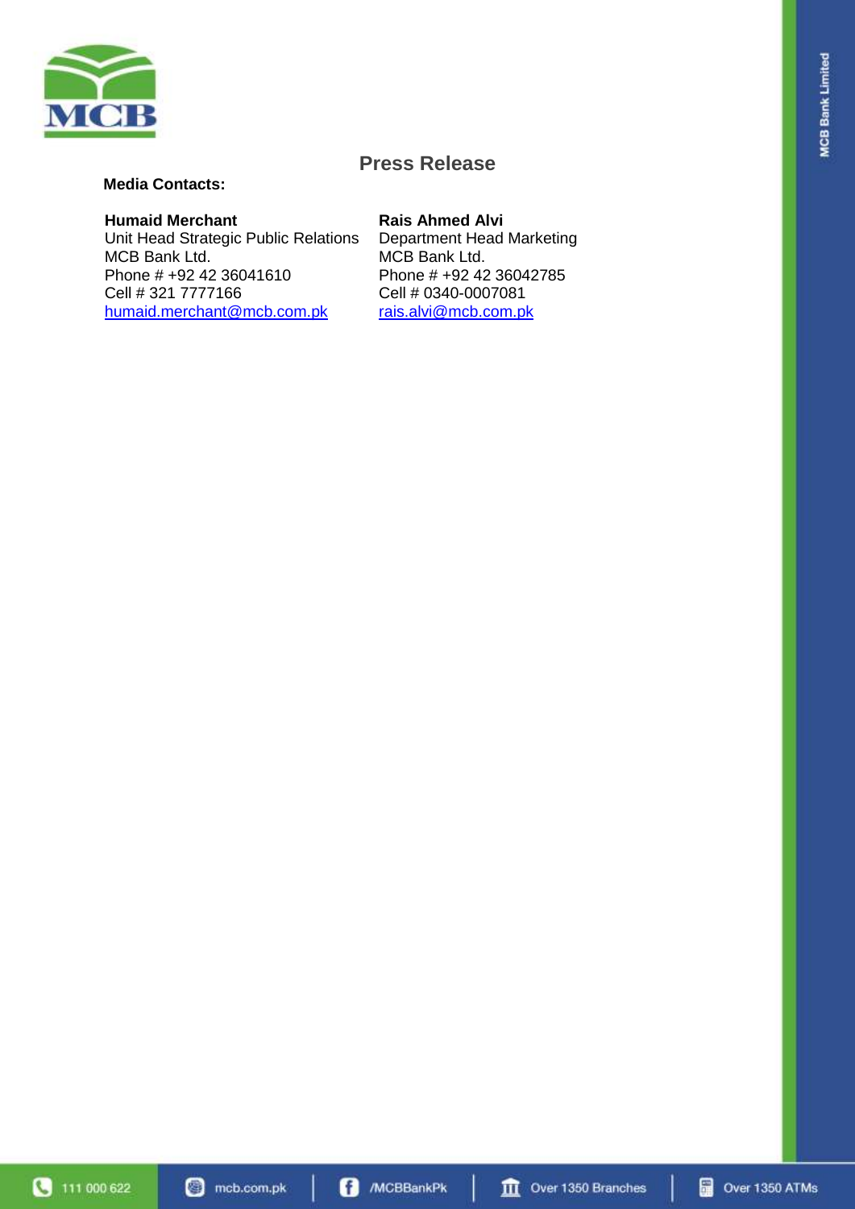## Press Release

**Media Contacts:**

**Humaid Merchant**
Unit Head Strategic Public Relations
MCB Bank Ltd.
Phone # +92 42 36041610
Cell # 321 7777166
humaid.merchant@mcb.com.pk

**Rais Ahmed Alvi**
Department Head Marketing
MCB Bank Ltd.
Phone # +92 42 36042785
Cell # 0340-0007081
rais.alvi@mcb.com.pk